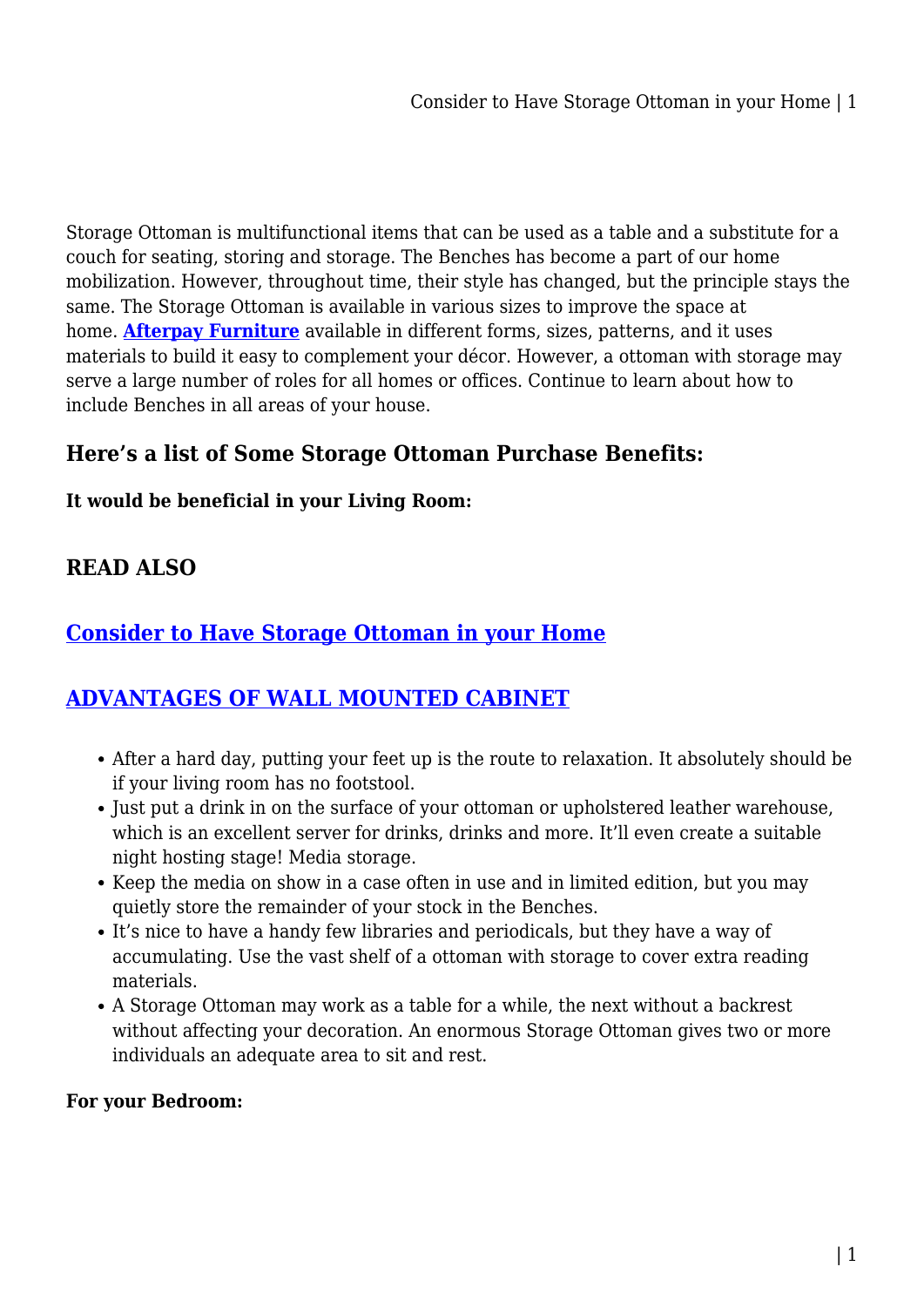Storage Ottoman is multifunctional items that can be used as a table and a substitute for a couch for seating, storing and storage. The Benches has become a part of our home mobilization. However, throughout time, their style has changed, but the principle stays the same. The Storage Ottoman is available in various sizes to improve the space at home. **[Afterpay Furniture]()** available in different forms, sizes, patterns, and it uses materials to build it easy to complement your décor. However, a ottoman with storage may serve a large number of roles for all homes or offices. Continue to learn about how to include Benches in all areas of your house.

### Here's a list of Some Storage Ottoman Purchase Benefits:

**It would be beneficial in your Living Room:**

### READ ALSO

### [Consider to Have Storage Ottoman in your Home]()

### [ADVANTAGES OF WALL MOUNTED CABINET]()

- After a hard day, putting your feet up is the route to relaxation. It absolutely should be if your living room has no footstool.
- Just put a drink in on the surface of your ottoman or upholstered leather warehouse, which is an excellent server for drinks, drinks and more. It'll even create a suitable night hosting stage! Media storage.
- Keep the media on show in a case often in use and in limited edition, but you may quietly store the remainder of your stock in the Benches.
- It's nice to have a handy few libraries and periodicals, but they have a way of accumulating. Use the vast shelf of a ottoman with storage to cover extra reading materials.
- A Storage Ottoman may work as a table for a while, the next without a backrest without affecting your decoration. An enormous Storage Ottoman gives two or more individuals an adequate area to sit and rest.

**For your Bedroom:**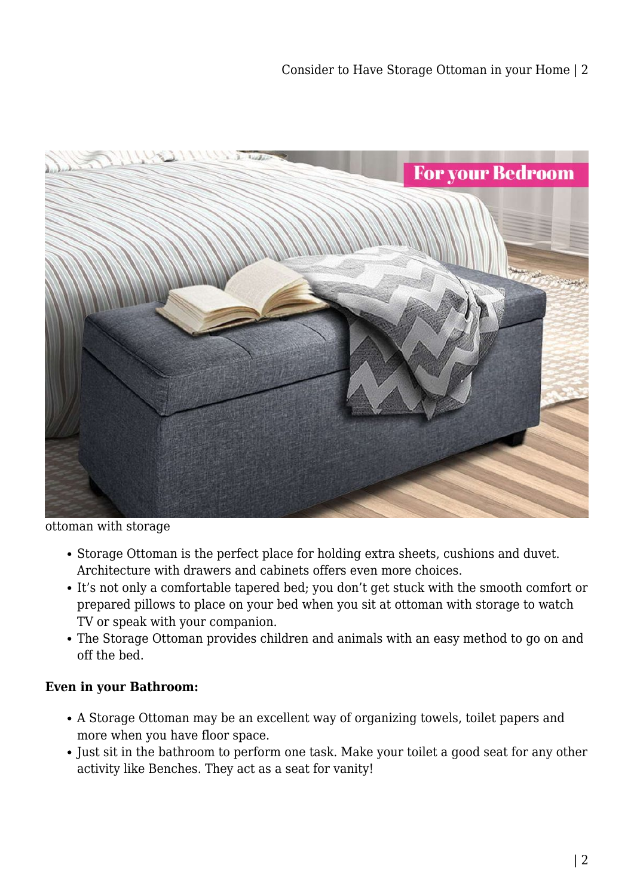ottoman with storage

- Storage Ottoman is the perfect place for holding extra sheets, cushions and duvet. Architecture with drawers and cabinets offers even more choices.
- It's not only a comfortable tapered bed; you don't get stuck with the smooth comfort or prepared pillows to place on your bed when you sit at ottoman with storage to watch TV or speak with your companion.
- The Storage Ottoman provides children and animals with an easy method to go on and off the bed.

**Even in your Bathroom:**

- A Storage Ottoman may be an excellent way of organizing towels, toilet papers and more when you have floor space.
- Just sit in the bathroom to perform one task. Make your toilet a good seat for any other activity like Benches. They act as a seat for vanity!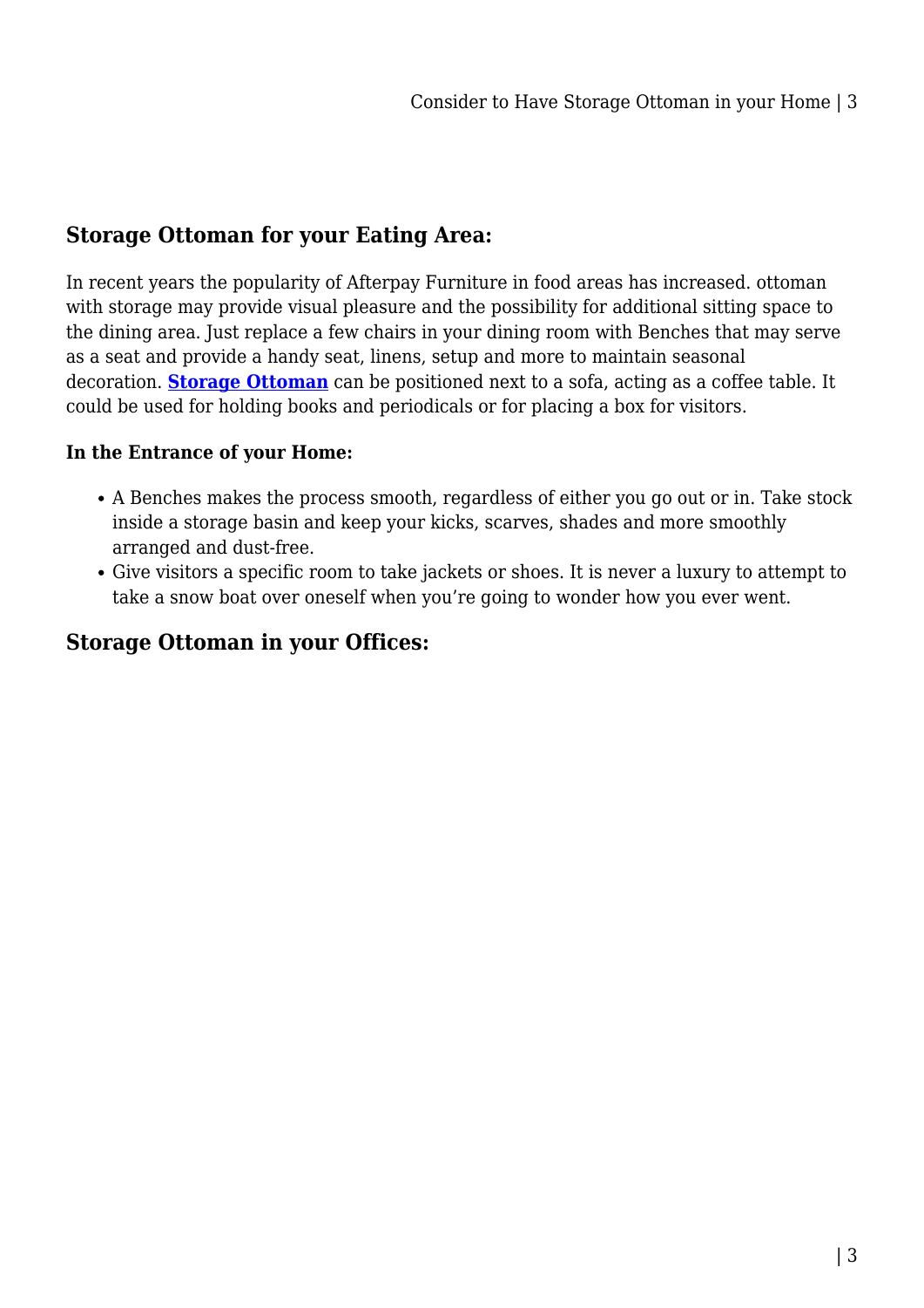## Storage Ottoman for your Eating Area:

In recent years the popularity of Afterpay Furniture in food areas has increased. ottoman with storage may provide visual pleasure and the possibility for additional sitting space to the dining area. Just replace a few chairs in your dining room with Benches that may serve as a seat and provide a handy seat, linens, setup and more to maintain seasonal decoration. **Storage Ottoman** can be positioned next to a sofa, acting as a coffee table. It could be used for holding books and periodicals or for placing a box for visitors.

### In the Entrance of your Home:

- A Benches makes the process smooth, regardless of either you go out or in. Take stock inside a storage basin and keep your kicks, scarves, shades and more smoothly arranged and dust-free.
- Give visitors a specific room to take jackets or shoes. It is never a luxury to attempt to take a snow boat over oneself when you're going to wonder how you ever went.

## Storage Ottoman in your Offices: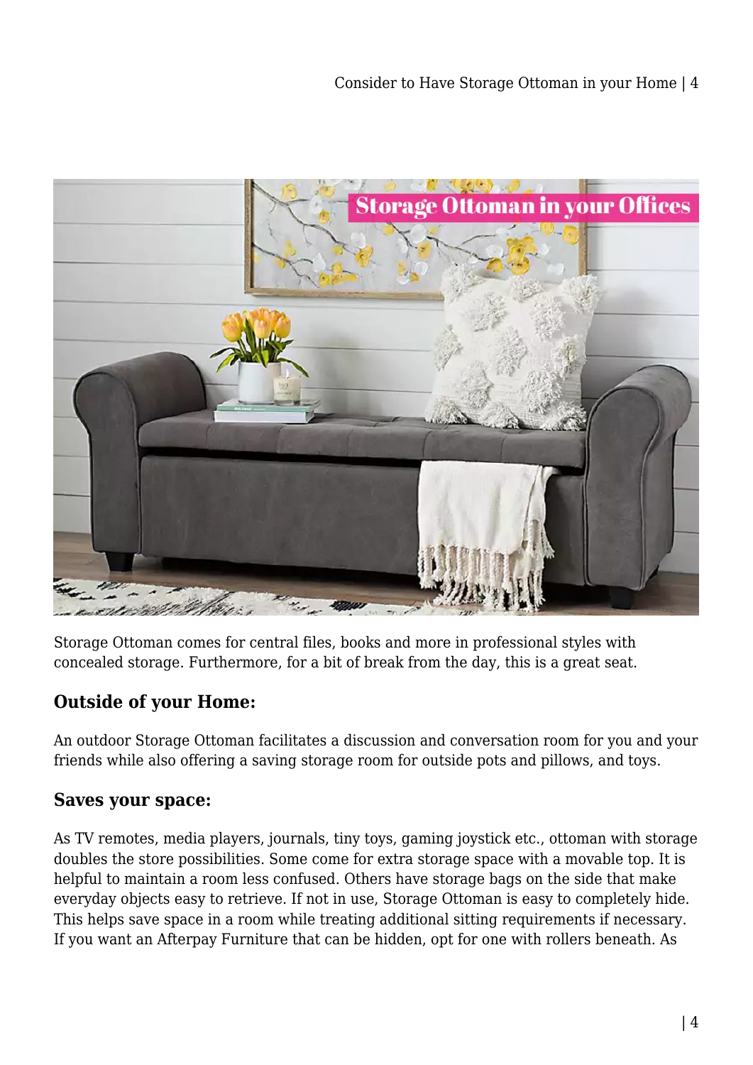Storage Ottoman comes for central files, books and more in professional styles with concealed storage. Furthermore, for a bit of break from the day, this is a great seat.

### Outside of your Home:

An outdoor Storage Ottoman facilitates a discussion and conversation room for you and your friends while also offering a saving storage room for outside pots and pillows, and toys.

### Saves your space:

As TV remotes, media players, journals, tiny toys, gaming joystick etc., ottoman with storage doubles the store possibilities. Some come for extra storage space with a movable top. It is helpful to maintain a room less confused. Others have storage bags on the side that make everyday objects easy to retrieve. If not in use, Storage Ottoman is easy to completely hide. This helps save space in a room while treating additional sitting requirements if necessary. If you want an Afterpay Furniture that can be hidden, opt for one with rollers beneath. As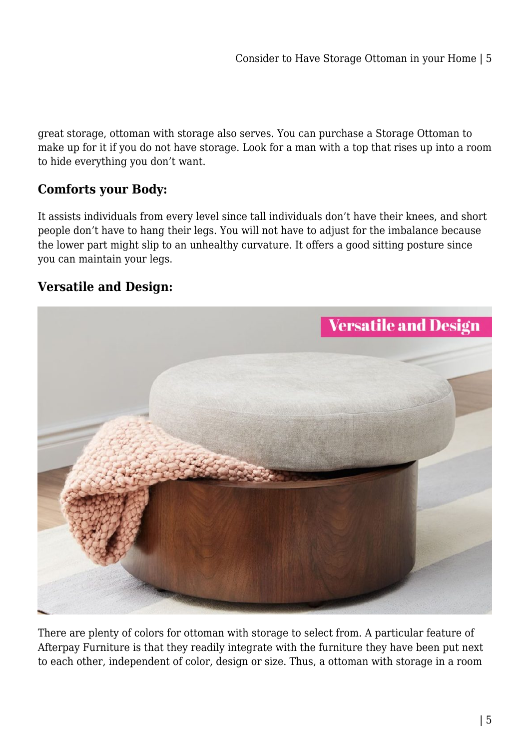great storage, ottoman with storage also serves. You can purchase a Storage Ottoman to make up for it if you do not have storage. Look for a man with a top that rises up into a room to hide everything you don't want.

### Comforts your Body:

It assists individuals from every level since tall individuals don't have their knees, and short people don't have to hang their legs. You will not have to adjust for the imbalance because the lower part might slip to an unhealthy curvature. It offers a good sitting posture since you can maintain your legs.

### Versatile and Design:

There are plenty of colors for ottoman with storage to select from. A particular feature of Afterpay Furniture is that they readily integrate with the furniture they have been put next to each other, independent of color, design or size. Thus, a ottoman with storage in a room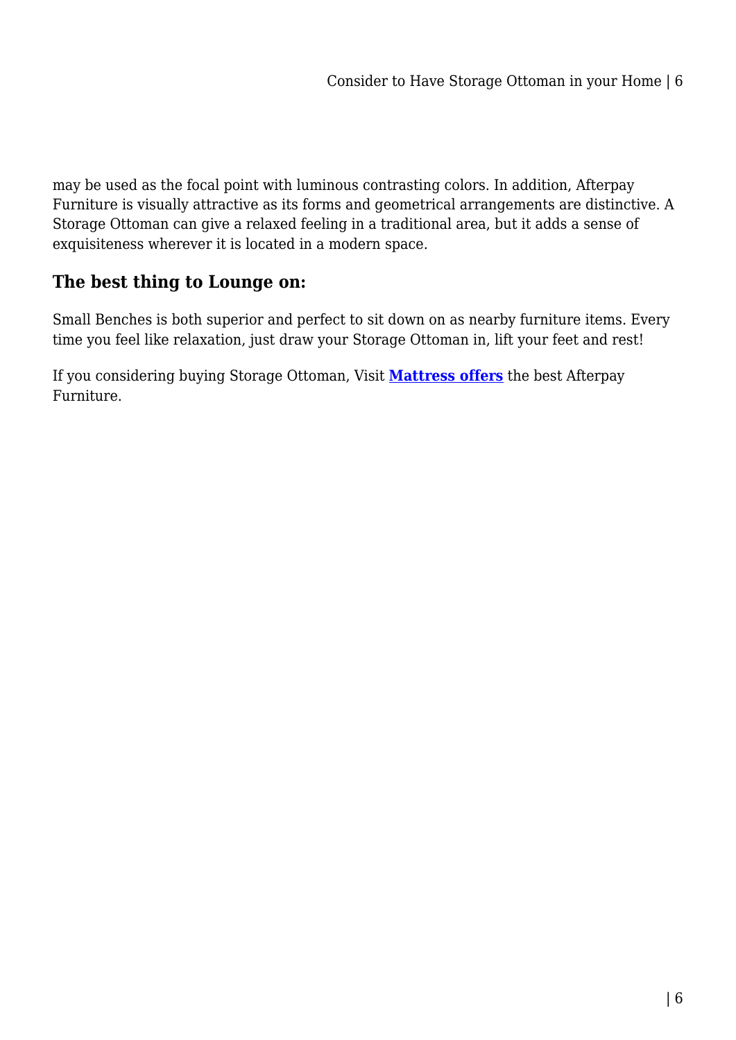may be used as the focal point with luminous contrasting colors. In addition, Afterpay Furniture is visually attractive as its forms and geometrical arrangements are distinctive. A Storage Ottoman can give a relaxed feeling in a traditional area, but it adds a sense of exquisiteness wherever it is located in a modern space.

## The best thing to Lounge on:

Small Benches is both superior and perfect to sit down on as nearby furniture items. Every time you feel like relaxation, just draw your Storage Ottoman in, lift your feet and rest!

If you considering buying Storage Ottoman, Visit **Mattress offers** the best Afterpay Furniture.